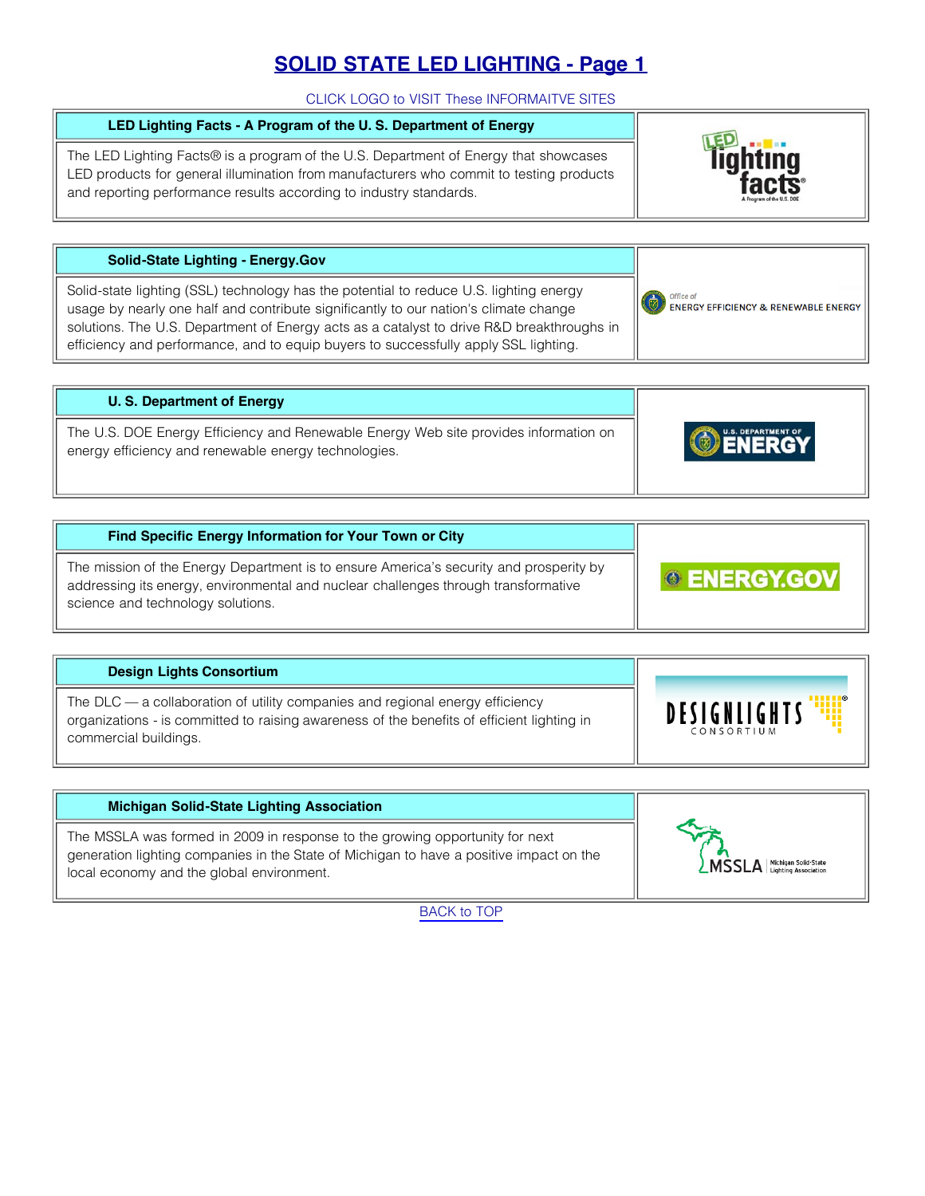# SOLID STATE LED LIGHTING - Page 1

CLICK LOGO to VISIT These INFORMAITVE SITES

| LED Lighting Facts - A Program of the U. S. Department of Energy | |
|---|---|
| The LED Lighting Facts® is a program of the U.S. Department of Energy that showcases LED products for general illumination from manufacturers who commit to testing products and reporting performance results according to industry standards. | LED lighting facts® A Program of the U.S. DOE |

| Solid-State Lighting - Energy.Gov | |
|---|---|
| Solid-state lighting (SSL) technology has the potential to reduce U.S. lighting energy usage by nearly one half and contribute significantly to our nation's climate change solutions. The U.S. Department of Energy acts as a catalyst to drive R&D breakthroughs in efficiency and performance, and to equip buyers to successfully apply SSL lighting. | Office of ENERGY EFFICIENCY & RENEWABLE ENERGY |

| U. S. Department of Energy | |
|---|---|
| The U.S. DOE Energy Efficiency and Renewable Energy Web site provides information on energy efficiency and renewable energy technologies. | U.S. DEPARTMENT OF ENERGY |

| Find Specific Energy Information for Your Town or City | |
|---|---|
| The mission of the Energy Department is to ensure America's security and prosperity by addressing its energy, environmental and nuclear challenges through transformative science and technology solutions. | ENERGY.GOV |

| Design Lights Consortium | |
|---|---|
| The DLC — a collaboration of utility companies and regional energy efficiency organizations - is committed to raising awareness of the benefits of efficient lighting in commercial buildings. | DESIGNLIGHTS® CONSORTIUM |

| Michigan Solid-State Lighting Association | |
|---|---|
| The MSSLA was formed in 2009 in response to the growing opportunity for next generation lighting companies in the State of Michigan to have a positive impact on the local economy and the global environment. | MSSLA Michigan Solid-State Lighting Association |

BACK to TOP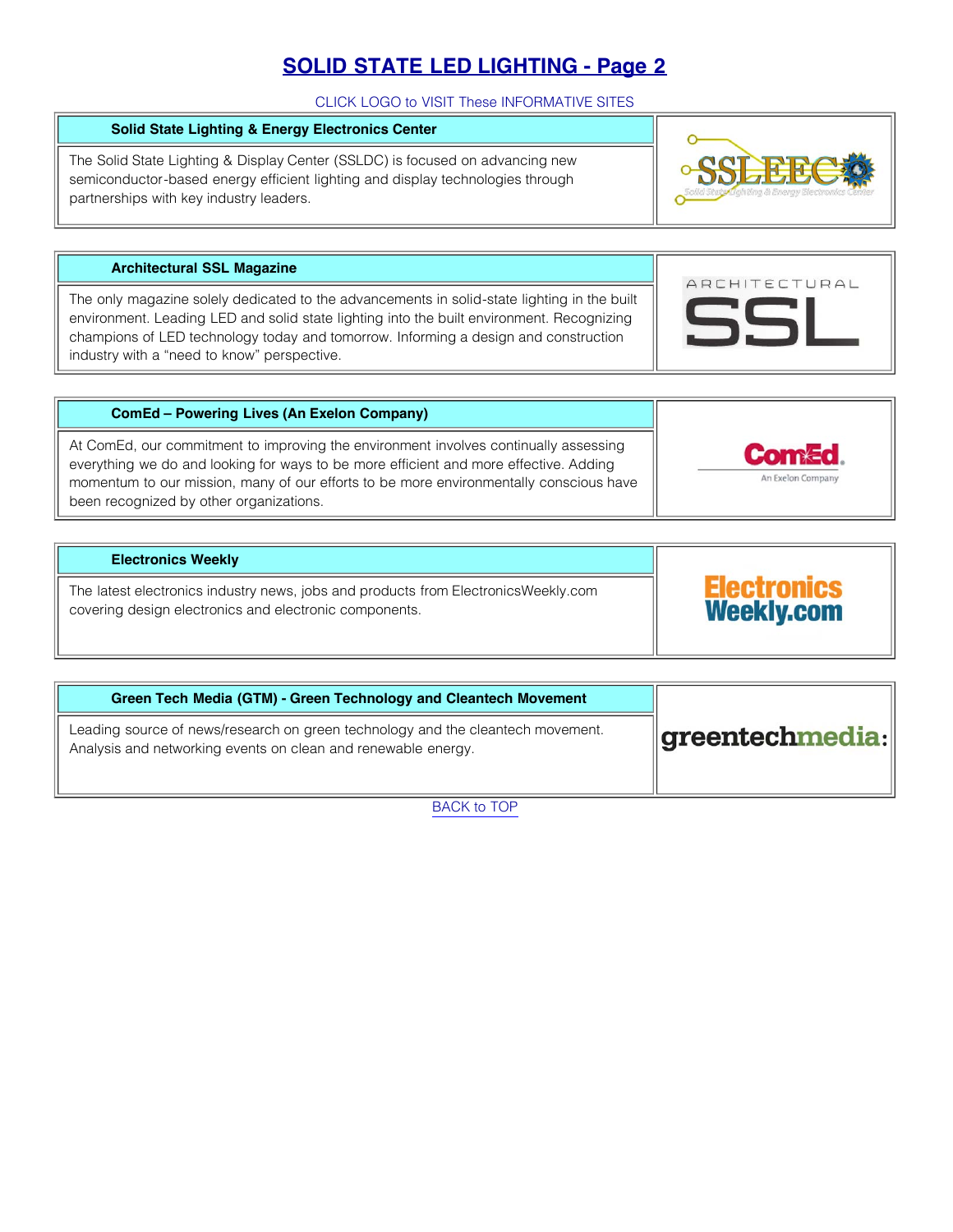# SOLID STATE LED LIGHTING - Page 2

CLICK LOGO to VISIT These INFORMATIVE SITES

| **Solid State Lighting & Energy Electronics Center** | SSLEEC Solid State Lighting & Energy Electronics Center |
|---|---|
| The Solid State Lighting & Display Center (SSLDC) is focused on advancing new semiconductor-based energy efficient lighting and display technologies through partnerships with key industry leaders. | |

| **Architectural SSL Magazine** | ARCHITECTURAL SSL |
|---|---|
| The only magazine solely dedicated to the advancements in solid-state lighting in the built environment. Leading LED and solid state lighting into the built environment. Recognizing champions of LED technology today and tomorrow. Informing a design and construction industry with a "need to know" perspective. | |

| **ComEd – Powering Lives (An Exelon Company)** | ComEd. An Exelon Company |
|---|---|
| At ComEd, our commitment to improving the environment involves continually assessing everything we do and looking for ways to be more efficient and more effective. Adding momentum to our mission, many of our efforts to be more environmentally conscious have been recognized by other organizations. | |

| **Electronics Weekly** | Electronics Weekly.com |
|---|---|
| The latest electronics industry news, jobs and products from ElectronicsWeekly.com covering design electronics and electronic components. | |

| **Green Tech Media (GTM) - Green Technology and Cleantech Movement** | greentechmedia: |
|---|---|
| Leading source of news/research on green technology and the cleantech movement. Analysis and networking events on clean and renewable energy. | |

BACK to TOP